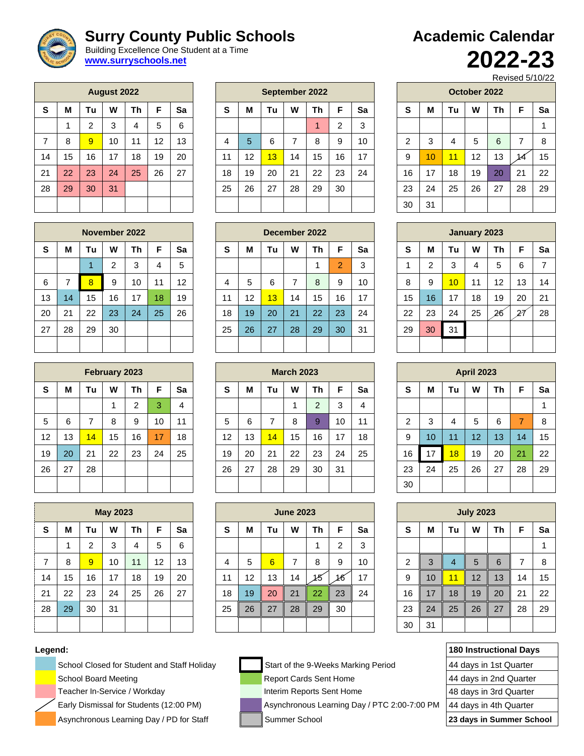# Surry County Public Schools

Building Excellence One Student at a Time

www.surryschools.net

# Academic Calendar 2022-23

Revised 5/10/22

**August 2022**

| S | M | Tu | W | Th | F | Sa |
|---|---|---|---|---|---|---|
| | 1 | 2 | 3 | 4 | 5 | 6 |
| 7 | 8 | 9 | 10 | 11 | 12 | 13 |
| 14 | 15 | 16 | 17 | 18 | 19 | 20 |
| 21 | 22 | 23 | 24 | 25 | 26 | 27 |
| 28 | 29 | 30 | 31 | | | |

**September 2022**

| S | M | Tu | W | Th | F | Sa |
|---|---|---|---|---|---|---|
| | | | | 1 | 2 | 3 |
| 4 | 5 | 6 | 7 | 8 | 9 | 10 |
| 11 | 12 | 13 | 14 | 15 | 16 | 17 |
| 18 | 19 | 20 | 21 | 22 | 23 | 24 |
| 25 | 26 | 27 | 28 | 29 | 30 | |

**October 2022**

| S | M | Tu | W | Th | F | Sa |
|---|---|---|---|---|---|---|
| | | | | | | 1 |
| 2 | 3 | 4 | 5 | 6 | 7 | 8 |
| 9 | 10 | 11 | 12 | 13 | 14 | 15 |
| 16 | 17 | 18 | 19 | 20 | 21 | 22 |
| 23 | 24 | 25 | 26 | 27 | 28 | 29 |
| 30 | 31 | | | | | |

**November 2022**

| S | M | Tu | W | Th | F | Sa |
|---|---|---|---|---|---|---|
| | | 1 | 2 | 3 | 4 | 5 |
| 6 | 7 | 8 | 9 | 10 | 11 | 12 |
| 13 | 14 | 15 | 16 | 17 | 18 | 19 |
| 20 | 21 | 22 | 23 | 24 | 25 | 26 |
| 27 | 28 | 29 | 30 | | | |

**December 2022**

| S | M | Tu | W | Th | F | Sa |
|---|---|---|---|---|---|---|
| | | | | 1 | 2 | 3 |
| 4 | 5 | 6 | 7 | 8 | 9 | 10 |
| 11 | 12 | 13 | 14 | 15 | 16 | 17 |
| 18 | 19 | 20 | 21 | 22 | 23 | 24 |
| 25 | 26 | 27 | 28 | 29 | 30 | 31 |

**January 2023**

| S | M | Tu | W | Th | F | Sa |
|---|---|---|---|---|---|---|
| 1 | 2 | 3 | 4 | 5 | 6 | 7 |
| 8 | 9 | 10 | 11 | 12 | 13 | 14 |
| 15 | 16 | 17 | 18 | 19 | 20 | 21 |
| 22 | 23 | 24 | 25 | 26 | 27 | 28 |
| 29 | 30 | 31 | | | | |

**February 2023**

| S | M | Tu | W | Th | F | Sa |
|---|---|---|---|---|---|---|
| | | | 1 | 2 | 3 | 4 |
| 5 | 6 | 7 | 8 | 9 | 10 | 11 |
| 12 | 13 | 14 | 15 | 16 | 17 | 18 |
| 19 | 20 | 21 | 22 | 23 | 24 | 25 |
| 26 | 27 | 28 | | | | |

**March 2023**

| S | M | Tu | W | Th | F | Sa |
|---|---|---|---|---|---|---|
| | | | 1 | 2 | 3 | 4 |
| 5 | 6 | 7 | 8 | 9 | 10 | 11 |
| 12 | 13 | 14 | 15 | 16 | 17 | 18 |
| 19 | 20 | 21 | 22 | 23 | 24 | 25 |
| 26 | 27 | 28 | 29 | 30 | 31 | |

**April 2023**

| S | M | Tu | W | Th | F | Sa |
|---|---|---|---|---|---|---|
| | | | | | | 1 |
| 2 | 3 | 4 | 5 | 6 | 7 | 8 |
| 9 | 10 | 11 | 12 | 13 | 14 | 15 |
| 16 | 17 | 18 | 19 | 20 | 21 | 22 |
| 23 | 24 | 25 | 26 | 27 | 28 | 29 |
| 30 | | | | | | |

**May 2023**

| S | M | Tu | W | Th | F | Sa |
|---|---|---|---|---|---|---|
| | 1 | 2 | 3 | 4 | 5 | 6 |
| 7 | 8 | 9 | 10 | 11 | 12 | 13 |
| 14 | 15 | 16 | 17 | 18 | 19 | 20 |
| 21 | 22 | 23 | 24 | 25 | 26 | 27 |
| 28 | 29 | 30 | 31 | | | |

**June 2023**

| S | M | Tu | W | Th | F | Sa |
|---|---|---|---|---|---|---|
| | | | | 1 | 2 | 3 |
| 4 | 5 | 6 | 7 | 8 | 9 | 10 |
| 11 | 12 | 13 | 14 | 15 | 16 | 17 |
| 18 | 19 | 20 | 21 | 22 | 23 | 24 |
| 25 | 26 | 27 | 28 | 29 | 30 | |

**July 2023**

| S | M | Tu | W | Th | F | Sa |
|---|---|---|---|---|---|---|
| | | | | | | 1 |
| 2 | 3 | 4 | 5 | 6 | 7 | 8 |
| 9 | 10 | 11 | 12 | 13 | 14 | 15 |
| 16 | 17 | 18 | 19 | 20 | 21 | 22 |
| 23 | 24 | 25 | 26 | 27 | 28 | 29 |
| 30 | 31 | | | | | |

**Legend:**

- School Closed for Student and Staff Holiday
- School Board Meeting
- Teacher In-Service / Workday
- Early Dismissal for Students (12:00 PM)
- Asynchronous Learning Day / PD for Staff
- Start of the 9-Weeks Marking Period
- Report Cards Sent Home
- Interim Reports Sent Home
- Asynchronous Learning Day / PTC 2:00-7:00 PM
- Summer School

| 180 Instructional Days |
|---|
| 44 days in 1st Quarter |
| 44 days in 2nd Quarter |
| 48 days in 3rd Quarter |
| 44 days in 4th Quarter |
| **23 days in Summer School** |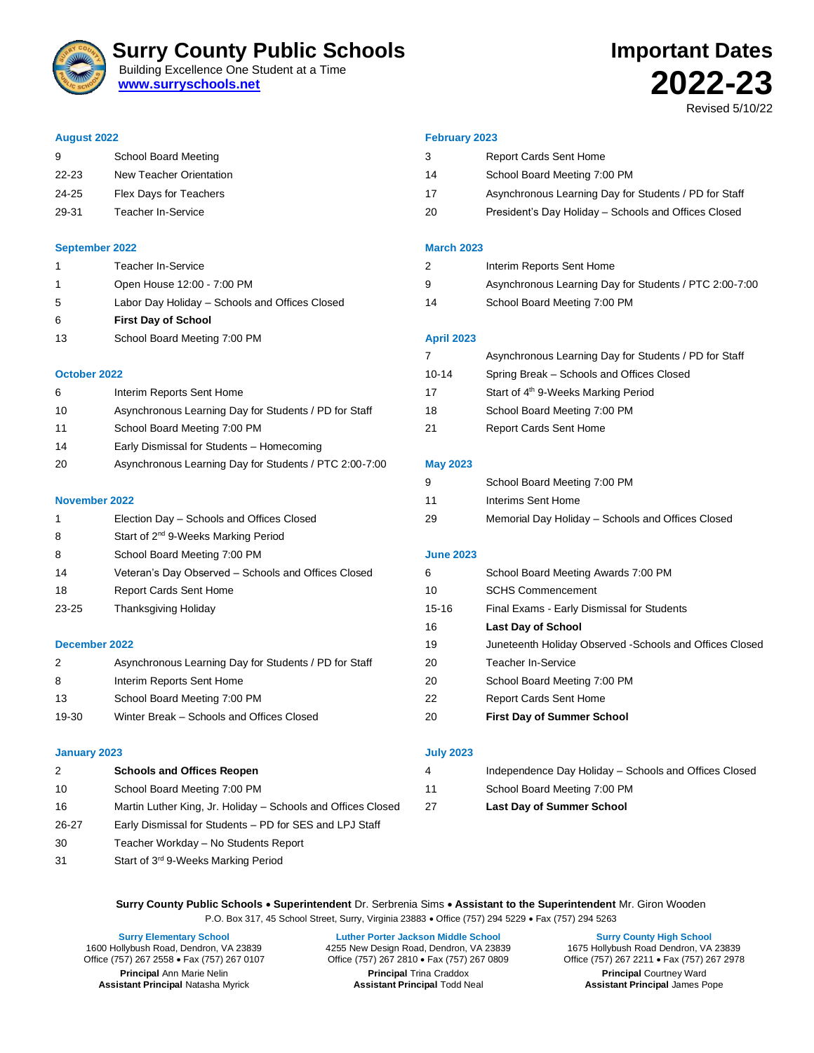# Surry County Public Schools

Building Excellence One Student at a Time

www.surryschools.net

# Important Dates 2022-23

Revised 5/10/22

### August 2022

| | |
|---|---|
| 9 | School Board Meeting |
| 22-23 | New Teacher Orientation |
| 24-25 | Flex Days for Teachers |
| 29-31 | Teacher In-Service |

### September 2022

| | |
|---|---|
| 1 | Teacher In-Service |
| 1 | Open House 12:00 - 7:00 PM |
| 5 | Labor Day Holiday – Schools and Offices Closed |
| 6 | **First Day of School** |
| 13 | School Board Meeting 7:00 PM |

### October 2022

| | |
|---|---|
| 6 | Interim Reports Sent Home |
| 10 | Asynchronous Learning Day for Students / PD for Staff |
| 11 | School Board Meeting 7:00 PM |
| 14 | Early Dismissal for Students – Homecoming |
| 20 | Asynchronous Learning Day for Students / PTC 2:00-7:00 |

### November 2022

| | |
|---|---|
| 1 | Election Day – Schools and Offices Closed |
| 8 | Start of 2nd 9-Weeks Marking Period |
| 8 | School Board Meeting 7:00 PM |
| 14 | Veteran's Day Observed – Schools and Offices Closed |
| 18 | Report Cards Sent Home |
| 23-25 | Thanksgiving Holiday |

### December 2022

| | |
|---|---|
| 2 | Asynchronous Learning Day for Students / PD for Staff |
| 8 | Interim Reports Sent Home |
| 13 | School Board Meeting 7:00 PM |
| 19-30 | Winter Break – Schools and Offices Closed |

### January 2023

| | |
|---|---|
| 2 | **Schools and Offices Reopen** |
| 10 | School Board Meeting 7:00 PM |
| 16 | Martin Luther King, Jr. Holiday – Schools and Offices Closed |
| 26-27 | Early Dismissal for Students – PD for SES and LPJ Staff |
| 30 | Teacher Workday – No Students Report |
| 31 | Start of 3rd 9-Weeks Marking Period |

### February 2023

| | |
|---|---|
| 3 | Report Cards Sent Home |
| 14 | School Board Meeting 7:00 PM |
| 17 | Asynchronous Learning Day for Students / PD for Staff |
| 20 | President's Day Holiday – Schools and Offices Closed |

### March 2023

| | |
|---|---|
| 2 | Interim Reports Sent Home |
| 9 | Asynchronous Learning Day for Students / PTC 2:00-7:00 |
| 14 | School Board Meeting 7:00 PM |

### April 2023

| | |
|---|---|
| 7 | Asynchronous Learning Day for Students / PD for Staff |
| 10-14 | Spring Break – Schools and Offices Closed |
| 17 | Start of 4th 9-Weeks Marking Period |
| 18 | School Board Meeting 7:00 PM |
| 21 | Report Cards Sent Home |

### May 2023

| | |
|---|---|
| 9 | School Board Meeting 7:00 PM |
| 11 | Interims Sent Home |
| 29 | Memorial Day Holiday – Schools and Offices Closed |

### June 2023

| | |
|---|---|
| 6 | School Board Meeting Awards 7:00 PM |
| 10 | SCHS Commencement |
| 15-16 | Final Exams - Early Dismissal for Students |
| 16 | **Last Day of School** |
| 19 | Juneteenth Holiday Observed -Schools and Offices Closed |
| 20 | Teacher In-Service |
| 20 | School Board Meeting 7:00 PM |
| 22 | Report Cards Sent Home |
| 20 | **First Day of Summer School** |

### July 2023

| | |
|---|---|
| 4 | Independence Day Holiday – Schools and Offices Closed |
| 11 | School Board Meeting 7:00 PM |
| 27 | **Last Day of Summer School** |

**Surry County Public Schools** • **Superintendent** Dr. Serbrenia Sims • **Assistant to the Superintendent** Mr. Giron Wooden

P.O. Box 317, 45 School Street, Surry, Virginia 23883 • Office (757) 294 5229 • Fax (757) 294 5263

**Surry Elementary School**
1600 Hollybush Road, Dendron, VA 23839
Office (757) 267 2558 • Fax (757) 267 0107
**Principal** Ann Marie Nelin
**Assistant Principal** Natasha Myrick

**Luther Porter Jackson Middle School**
4255 New Design Road, Dendron, VA 23839
Office (757) 267 2810 • Fax (757) 267 0809
**Principal** Trina Craddox
**Assistant Principal** Todd Neal

**Surry County High School**
1675 Hollybush Road Dendron, VA 23839
Office (757) 267 2211 • Fax (757) 267 2978
**Principal** Courtney Ward
**Assistant Principal** James Pope